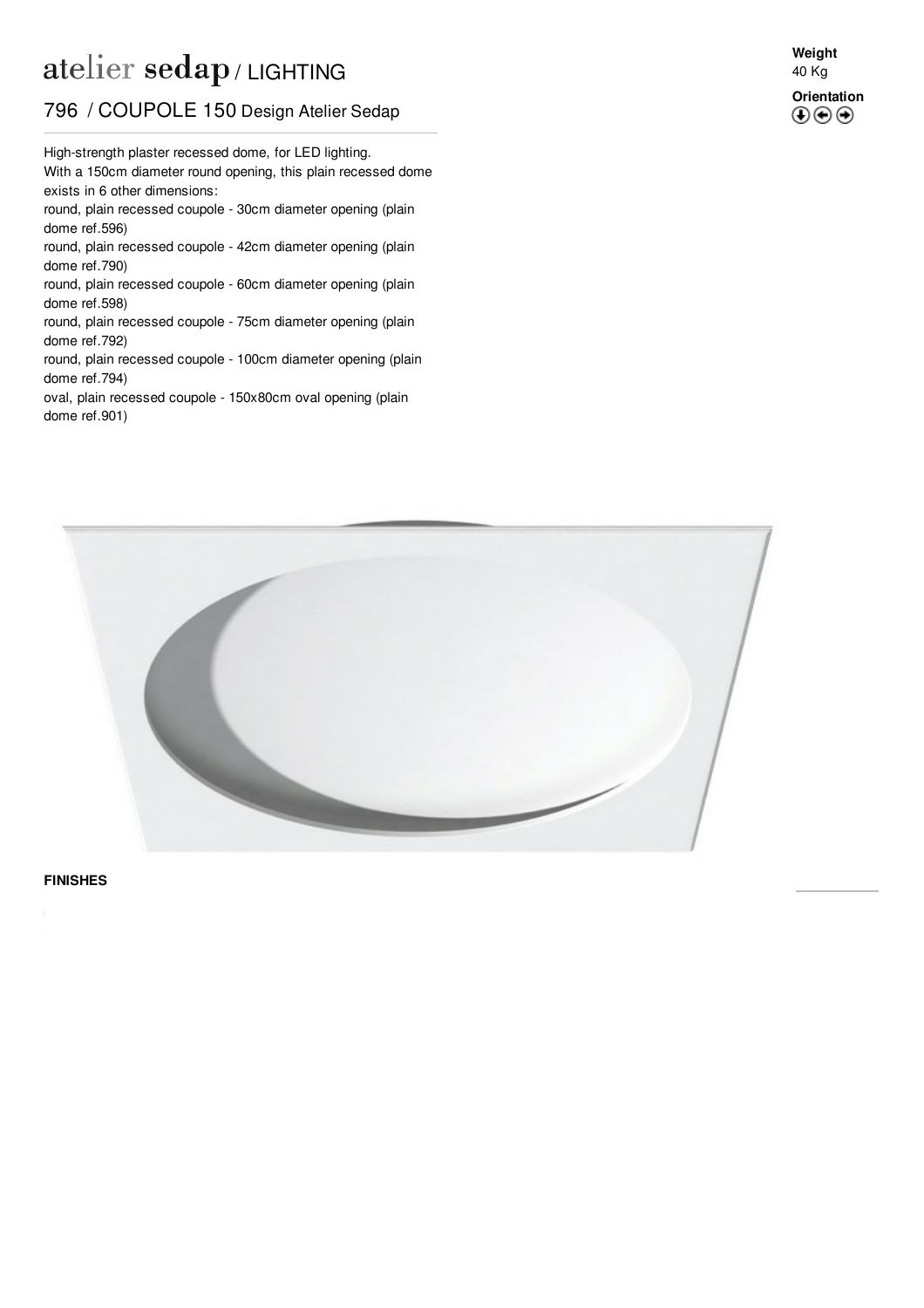# atelier sedap / LIGHTING

## 796 / COUPOLE 150 Design Atelier Sedap

**Weight**
40 Kg

**Orientation**

High-strength plaster recessed dome, for LED lighting.
With a 150cm diameter round opening, this plain recessed dome exists in 6 other dimensions:
round, plain recessed coupole - 30cm diameter opening (plain dome ref.596)
round, plain recessed coupole - 42cm diameter opening (plain dome ref.790)
round, plain recessed coupole - 60cm diameter opening (plain dome ref.598)
round, plain recessed coupole - 75cm diameter opening (plain dome ref.792)
round, plain recessed coupole - 100cm diameter opening (plain dome ref.794)
oval, plain recessed coupole - 150x80cm oval opening (plain dome ref.901)

**FINISHES**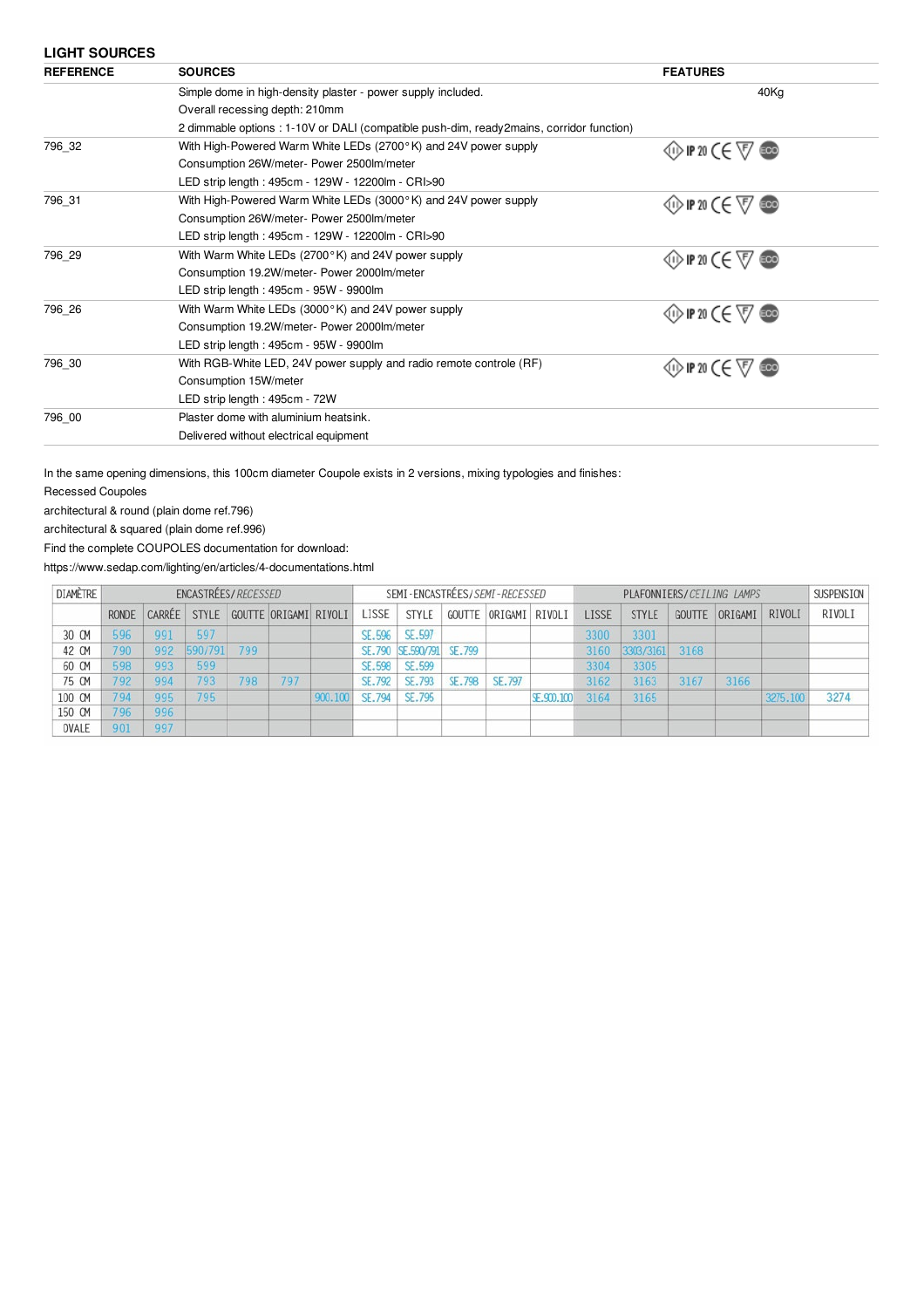## LIGHT SOURCES

| REFERENCE | SOURCES | FEATURES |
|---|---|---|
| | Simple dome in high-density plaster - power supply included.<br>Overall recessing depth: 210mm<br>2 dimmable options : 1-10V or DALI (compatible push-dim, ready2mains, corridor function) | 40Kg |
| 796_32 | With High-Powered Warm White LEDs (2700° K) and 24V power supply<br>Consumption 26W/meter- Power 2500lm/meter<br>LED strip length : 495cm - 129W - 12200lm - CRI>90 | IP 20 |
| 796_31 | With High-Powered Warm White LEDs (3000° K) and 24V power supply<br>Consumption 26W/meter- Power 2500lm/meter<br>LED strip length : 495cm - 129W - 12200lm - CRI>90 | IP 20 |
| 796_29 | With Warm White LEDs (2700° K) and 24V power supply<br>Consumption 19.2W/meter- Power 2000lm/meter<br>LED strip length : 495cm - 95W - 9900lm | IP 20 |
| 796_26 | With Warm White LEDs (3000° K) and 24V power supply<br>Consumption 19.2W/meter- Power 2000lm/meter<br>LED strip length : 495cm - 95W - 9900lm | IP 20 |
| 796_30 | With RGB-White LED, 24V power supply and radio remote controle (RF)<br>Consumption 15W/meter<br>LED strip length : 495cm - 72W | IP 20 |
| 796_00 | Plaster dome with aluminium heatsink.<br>Delivered without electrical equipment | |

In the same opening dimensions, this 100cm diameter Coupole exists in 2 versions, mixing typologies and finishes:

Recessed Coupoles

architectural & round (plain dome ref.796)

architectural & squared (plain dome ref.996)

Find the complete COUPOLES documentation for download:

https://www.sedap.com/lighting/en/articles/4-documentations.html

| DIAMÈTRE | ENCASTRÉES/*RECESSED* | | | | | | SEMI-ENCASTRÉES/*SEMI-RECESSED* | | | | | PLAFONNIERS/*CEILING LAMPS* | | | | | SUSPENSION |
|---|---|---|---|---|---|---|---|---|---|---|---|---|---|---|---|---|---|
| | RONDE | CARRÉE | STYLE | GOUTTE | ORIGAMI | RIVOLI | LISSE | STYLE | GOUTTE | ORIGAMI | RIVOLI | LISSE | STYLE | GOUTTE | ORIGAMI | RIVOLI | RIVOLI |
| 30 CM | 596 | 991 | 597 | | | | SE.596 | SE.597 | | | | 3300 | 3301 | | | | |
| 42 CM | 790 | 992 | 590/791 | 799 | | | SE.790 | SE.590/791 | SE.799 | | | 3160 | 3303/3161 | 3168 | | | |
| 60 CM | 598 | 993 | 599 | | | | SE.598 | SE.599 | | | | 3304 | 3305 | | | | |
| 75 CM | 792 | 994 | 793 | 798 | 797 | | SE.792 | SE.793 | SE.798 | SE.797 | | 3162 | 3163 | 3167 | 3166 | | |
| 100 CM | 794 | 995 | 795 | | | 900.100 | SE.794 | SE.795 | | | SE.900.100 | 3164 | 3165 | | | 3275.100 | 3274 |
| 150 CM | 796 | 996 | | | | | | | | | | | | | | | |
| OVALE | 901 | 997 | | | | | | | | | | | | | | | |